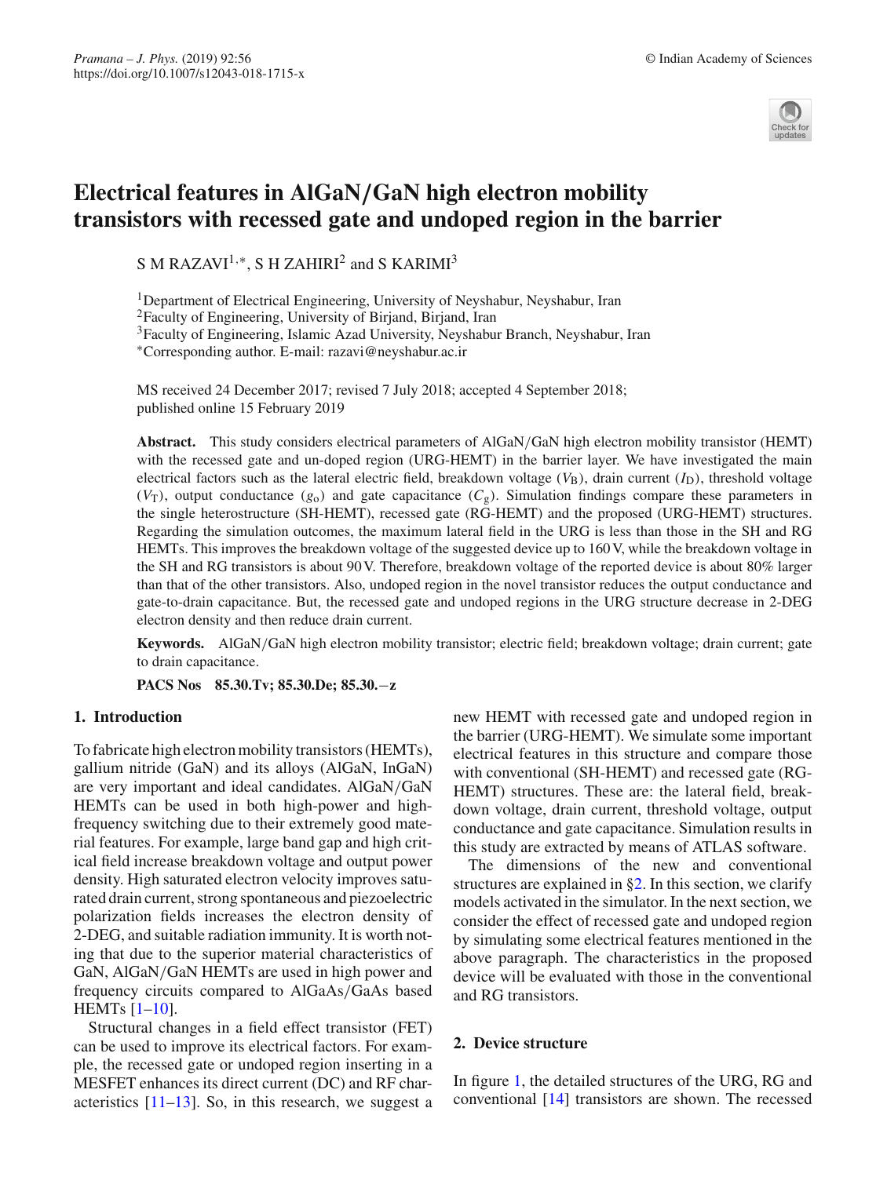# Electrical features in AlGaN/GaN high electron mobility transistors with recessed gate and undoped region in the barrier

S M RAZAVI[1,*], S H ZAHIRI[2] and S KARIMI[3]

[1]Department of Electrical Engineering, University of Neyshabur, Neyshabur, Iran
[2]Faculty of Engineering, University of Birjand, Birjand, Iran
[3]Faculty of Engineering, Islamic Azad University, Neyshabur Branch, Neyshabur, Iran
[*]Corresponding author. E-mail: razavi@neyshabur.ac.ir

MS received 24 December 2017; revised 7 July 2018; accepted 4 September 2018; published online 15 February 2019

**Abstract.** This study considers electrical parameters of AlGaN/GaN high electron mobility transistor (HEMT) with the recessed gate and un-doped region (URG-HEMT) in the barrier layer. We have investigated the main electrical factors such as the lateral electric field, breakdown voltage ($V_B$), drain current ($I_D$), threshold voltage ($V_T$), output conductance ($g_o$) and gate capacitance ($C_g$). Simulation findings compare these parameters in the single heterostructure (SH-HEMT), recessed gate (RG-HEMT) and the proposed (URG-HEMT) structures. Regarding the simulation outcomes, the maximum lateral field in the URG is less than those in the SH and RG HEMTs. This improves the breakdown voltage of the suggested device up to 160 V, while the breakdown voltage in the SH and RG transistors is about 90 V. Therefore, breakdown voltage of the reported device is about 80% larger than that of the other transistors. Also, undoped region in the novel transistor reduces the output conductance and gate-to-drain capacitance. But, the recessed gate and undoped regions in the URG structure decrease in 2-DEG electron density and then reduce drain current.

**Keywords.** AlGaN/GaN high electron mobility transistor; electric field; breakdown voltage; drain current; gate to drain capacitance.

**PACS Nos** 85.30.Tv; 85.30.De; 85.30.−z

## 1. Introduction

To fabricate high electron mobility transistors (HEMTs), gallium nitride (GaN) and its alloys (AlGaN, InGaN) are very important and ideal candidates. AlGaN/GaN HEMTs can be used in both high-power and high-frequency switching due to their extremely good material features. For example, large band gap and high critical field increase breakdown voltage and output power density. High saturated electron velocity improves saturated drain current, strong spontaneous and piezoelectric polarization fields increases the electron density of 2-DEG, and suitable radiation immunity. It is worth noting that due to the superior material characteristics of GaN, AlGaN/GaN HEMTs are used in high power and frequency circuits compared to AlGaAs/GaAs based HEMTs [1–10].

Structural changes in a field effect transistor (FET) can be used to improve its electrical factors. For example, the recessed gate or undoped region inserting in a MESFET enhances its direct current (DC) and RF characteristics [11–13]. So, in this research, we suggest a new HEMT with recessed gate and undoped region in the barrier (URG-HEMT). We simulate some important electrical features in this structure and compare those with conventional (SH-HEMT) and recessed gate (RG-HEMT) structures. These are: the lateral field, breakdown voltage, drain current, threshold voltage, output conductance and gate capacitance. Simulation results in this study are extracted by means of ATLAS software.

The dimensions of the new and conventional structures are explained in §2. In this section, we clarify models activated in the simulator. In the next section, we consider the effect of recessed gate and undoped region by simulating some electrical features mentioned in the above paragraph. The characteristics in the proposed device will be evaluated with those in the conventional and RG transistors.

## 2. Device structure

In figure 1, the detailed structures of the URG, RG and conventional [14] transistors are shown. The recessed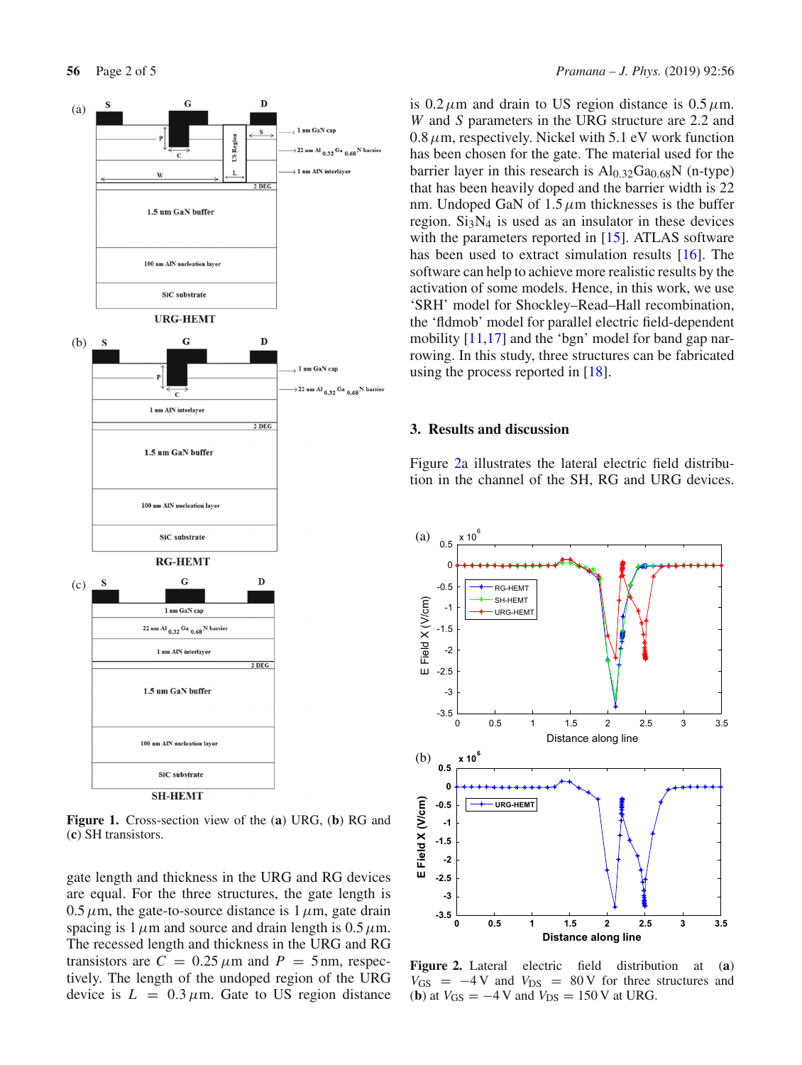**Figure 1.** Cross-section view of the (**a**) URG, (**b**) RG and (**c**) SH transistors.

gate length and thickness in the URG and RG devices are equal. For the three structures, the gate length is $0.5\,\mu$m, the gate-to-source distance is $1\,\mu$m, gate drain spacing is $1\,\mu$m and source and drain length is $0.5\,\mu$m. The recessed length and thickness in the URG and RG transistors are $C = 0.25\,\mu$m and $P = 5$ nm, respectively. The length of the undoped region of the URG device is $L = 0.3\,\mu$m. Gate to US region distance is $0.2\,\mu$m and drain to US region distance is $0.5\,\mu$m. $W$ and $S$ parameters in the URG structure are 2.2 and $0.8\,\mu$m, respectively. Nickel with 5.1 eV work function has been chosen for the gate. The material used for the barrier layer in this research is $Al_{0.32}Ga_{0.68}N$ (n-type) that has been heavily doped and the barrier width is 22 nm. Undoped GaN of $1.5\,\mu$m thicknesses is the buffer region. $Si_3N_4$ is used as an insulator in these devices with the parameters reported in [15]. ATLAS software has been used to extract simulation results [16]. The software can help to achieve more realistic results by the activation of some models. Hence, in this work, we use 'SRH' model for Shockley–Read–Hall recombination, the 'fldmob' model for parallel electric field-dependent mobility [11,17] and the 'bgn' model for band gap narrowing. In this study, three structures can be fabricated using the process reported in [18].

## 3. Results and discussion

Figure 2a illustrates the lateral electric field distribution in the channel of the SH, RG and URG devices.

**Figure 2.** Lateral electric field distribution at (**a**) $V_{GS} = -4$ V and $V_{DS} = 80$ V for three structures and (**b**) at $V_{GS} = -4$ V and $V_{DS} = 150$ V at URG.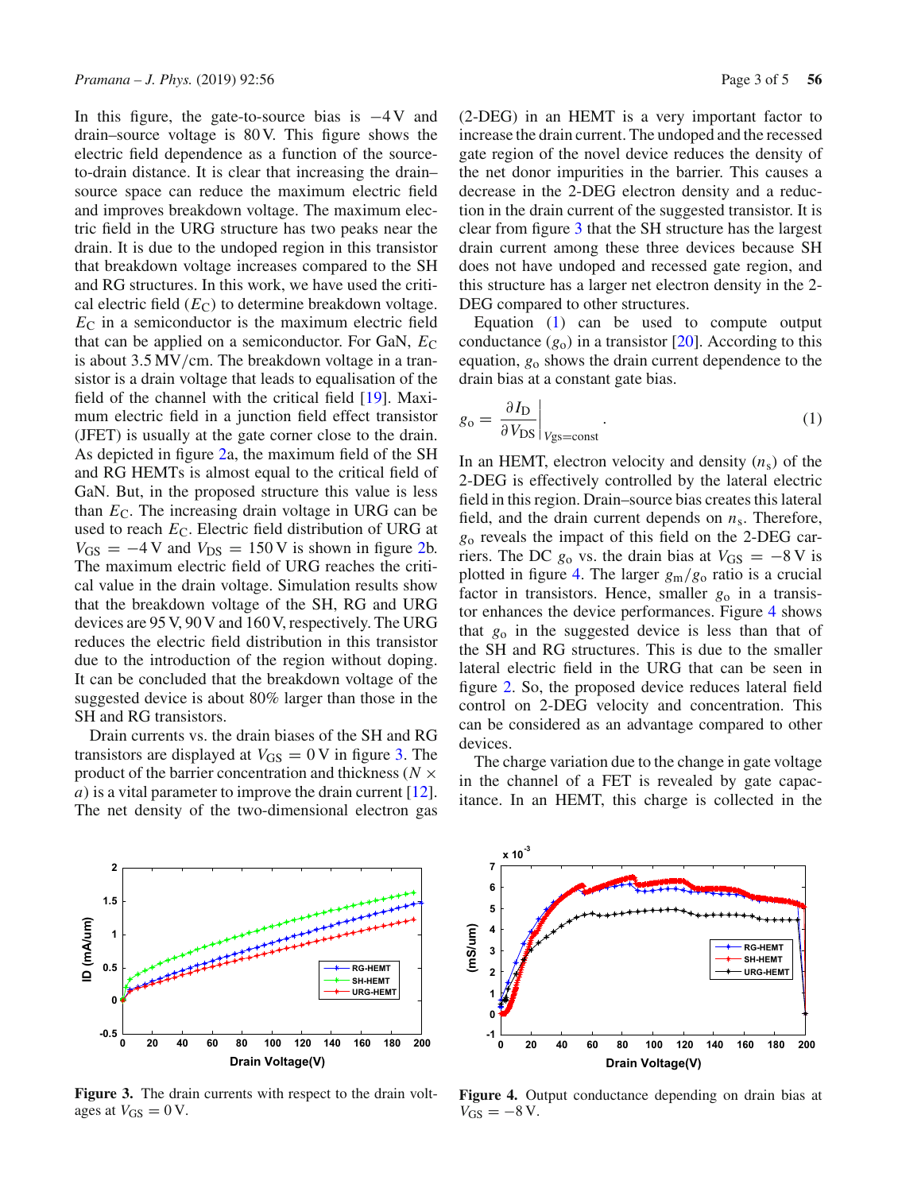In this figure, the gate-to-source bias is −4 V and drain–source voltage is 80 V. This figure shows the electric field dependence as a function of the source-to-drain distance. It is clear that increasing the drain–source space can reduce the maximum electric field and improves breakdown voltage. The maximum electric field in the URG structure has two peaks near the drain. It is due to the undoped region in this transistor that breakdown voltage increases compared to the SH and RG structures. In this work, we have used the critical electric field ($E_C$) to determine breakdown voltage. $E_C$ in a semiconductor is the maximum electric field that can be applied on a semiconductor. For GaN, $E_C$ is about 3.5 MV/cm. The breakdown voltage in a transistor is a drain voltage that leads to equalisation of the field of the channel with the critical field [19]. Maximum electric field in a junction field effect transistor (JFET) is usually at the gate corner close to the drain. As depicted in figure 2a, the maximum field of the SH and RG HEMTs is almost equal to the critical field of GaN. But, in the proposed structure this value is less than $E_C$. The increasing drain voltage in URG can be used to reach $E_C$. Electric field distribution of URG at $V_{GS} = -4$ V and $V_{DS} = 150$ V is shown in figure 2b. The maximum electric field of URG reaches the critical value in the drain voltage. Simulation results show that the breakdown voltage of the SH, RG and URG devices are 95 V, 90 V and 160 V, respectively. The URG reduces the electric field distribution in this transistor due to the introduction of the region without doping. It can be concluded that the breakdown voltage of the suggested device is about 80% larger than those in the SH and RG transistors.

Drain currents vs. the drain biases of the SH and RG transistors are displayed at $V_{GS} = 0$ V in figure 3. The product of the barrier concentration and thickness ($N \times a$) is a vital parameter to improve the drain current [12]. The net density of the two-dimensional electron gas (2-DEG) in an HEMT is a very important factor to increase the drain current. The undoped and the recessed gate region of the novel device reduces the density of the net donor impurities in the barrier. This causes a decrease in the 2-DEG electron density and a reduction in the drain current of the suggested transistor. It is clear from figure 3 that the SH structure has the largest drain current among these three devices because SH does not have undoped and recessed gate region, and this structure has a larger net electron density in the 2-DEG compared to other structures.

Equation (1) can be used to compute output conductance ($g_o$) in a transistor [20]. According to this equation, $g_o$ shows the drain current dependence to the drain bias at a constant gate bias.

$$g_o = \left.\frac{\partial I_D}{\partial V_{DS}}\right|_{V_{gs}=\text{const}}. \tag{1}$$

In an HEMT, electron velocity and density ($n_s$) of the 2-DEG is effectively controlled by the lateral electric field in this region. Drain–source bias creates this lateral field, and the drain current depends on $n_s$. Therefore, $g_o$ reveals the impact of this field on the 2-DEG carriers. The DC $g_o$ vs. the drain bias at $V_{GS} = -8$ V is plotted in figure 4. The larger $g_m/g_o$ ratio is a crucial factor in transistors. Hence, smaller $g_o$ in a transistor enhances the device performances. Figure 4 shows that $g_o$ in the suggested device is less than that of the SH and RG structures. This is due to the smaller lateral electric field in the URG that can be seen in figure 2. So, the proposed device reduces lateral field control on 2-DEG velocity and concentration. This can be considered as an advantage compared to other devices.

The charge variation due to the change in gate voltage in the channel of a FET is revealed by gate capacitance. In an HEMT, this charge is collected in the

**Figure 3.** The drain currents with respect to the drain voltages at $V_{GS} = 0$ V.

**Figure 4.** Output conductance depending on drain bias at $V_{GS} = -8$ V.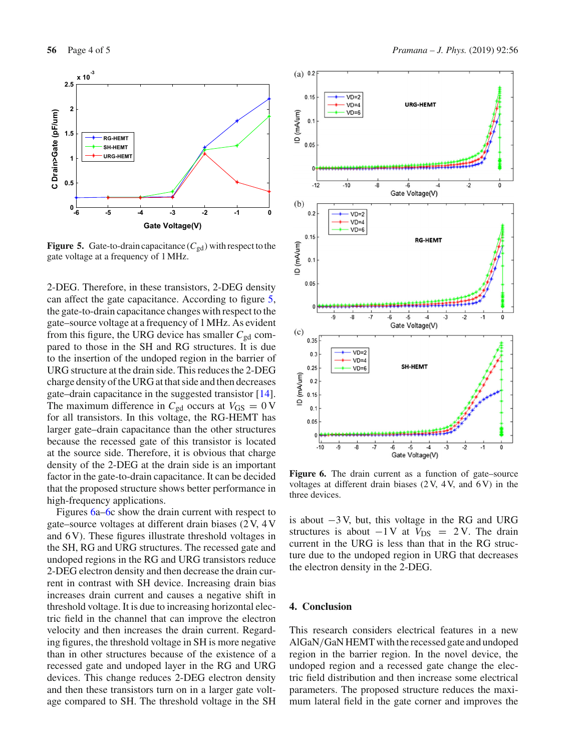**Figure 5.** Gate-to-drain capacitance ($C_{gd}$) with respect to the gate voltage at a frequency of 1 MHz.

2-DEG. Therefore, in these transistors, 2-DEG density can affect the gate capacitance. According to figure 5, the gate-to-drain capacitance changes with respect to the gate–source voltage at a frequency of 1 MHz. As evident from this figure, the URG device has smaller $C_{gd}$ compared to those in the SH and RG structures. It is due to the insertion of the undoped region in the barrier of URG structure at the drain side. This reduces the 2-DEG charge density of the URG at that side and then decreases gate–drain capacitance in the suggested transistor [14]. The maximum difference in $C_{gd}$ occurs at $V_{GS} = 0$ V for all transistors. In this voltage, the RG-HEMT has larger gate–drain capacitance than the other structures because the recessed gate of this transistor is located at the source side. Therefore, it is obvious that charge density of the 2-DEG at the drain side is an important factor in the gate-to-drain capacitance. It can be decided that the proposed structure shows better performance in high-frequency applications.

Figures 6a–6c show the drain current with respect to gate–source voltages at different drain biases (2 V, 4 V and 6 V). These figures illustrate threshold voltages in the SH, RG and URG structures. The recessed gate and undoped regions in the RG and URG transistors reduce 2-DEG electron density and then decrease the drain current in contrast with SH device. Increasing drain bias increases drain current and causes a negative shift in threshold voltage. It is due to increasing horizontal electric field in the channel that can improve the electron velocity and then increases the drain current. Regarding figures, the threshold voltage in SH is more negative than in other structures because of the existence of a recessed gate and undoped layer in the RG and URG devices. This change reduces 2-DEG electron density and then these transistors turn on in a larger gate voltage compared to SH. The threshold voltage in the SH is about −3 V, but, this voltage in the RG and URG structures is about −1 V at $V_{DS} = 2$ V. The drain current in the URG is less than that in the RG structure due to the undoped region in URG that decreases the electron density in the 2-DEG.

**Figure 6.** The drain current as a function of gate–source voltages at different drain biases (2 V, 4 V, and 6 V) in the three devices.

## 4. Conclusion

This research considers electrical features in a new AlGaN/GaN HEMT with the recessed gate and undoped region in the barrier region. In the novel device, the undoped region and a recessed gate change the electric field distribution and then increase some electrical parameters. The proposed structure reduces the maximum lateral field in the gate corner and improves the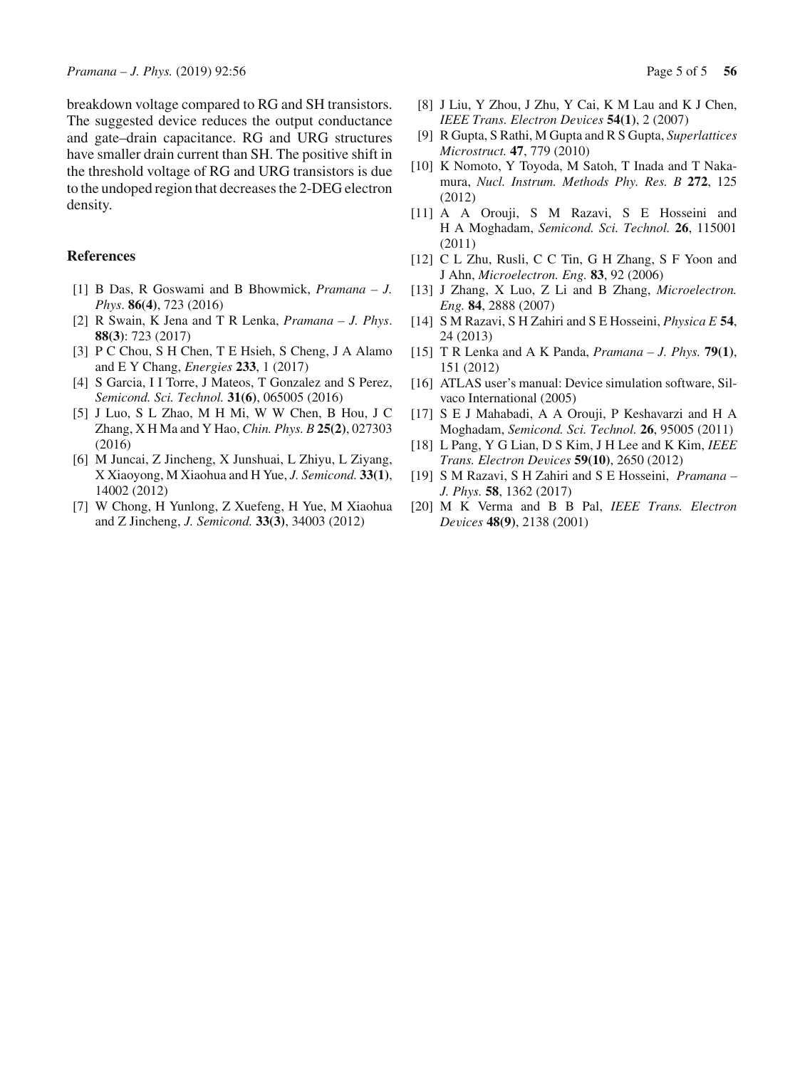breakdown voltage compared to RG and SH transistors. The suggested device reduces the output conductance and gate–drain capacitance. RG and URG structures have smaller drain current than SH. The positive shift in the threshold voltage of RG and URG transistors is due to the undoped region that decreases the 2-DEG electron density.

## References

[1] B Das, R Goswami and B Bhowmick, *Pramana – J. Phys*. **86(4)**, 723 (2016)

[2] R Swain, K Jena and T R Lenka, *Pramana – J. Phys*. **88(3)**: 723 (2017)

[3] P C Chou, S H Chen, T E Hsieh, S Cheng, J A Alamo and E Y Chang, *Energies* **233**, 1 (2017)

[4] S Garcia, I I Torre, J Mateos, T Gonzalez and S Perez, *Semicond. Sci. Technol.* **31(6)**, 065005 (2016)

[5] J Luo, S L Zhao, M H Mi, W W Chen, B Hou, J C Zhang, X H Ma and Y Hao, *Chin. Phys. B* **25(2)**, 027303 (2016)

[6] M Juncai, Z Jincheng, X Junshuai, L Zhiyu, L Ziyang, X Xiaoyong, M Xiaohua and H Yue, *J. Semicond.* **33(1)**, 14002 (2012)

[7] W Chong, H Yunlong, Z Xuefeng, H Yue, M Xiaohua and Z Jincheng, *J. Semicond.* **33(3)**, 34003 (2012)

[8] J Liu, Y Zhou, J Zhu, Y Cai, K M Lau and K J Chen, *IEEE Trans. Electron Devices* **54(1)**, 2 (2007)

[9] R Gupta, S Rathi, M Gupta and R S Gupta, *Superlattices Microstruct.* **47**, 779 (2010)

[10] K Nomoto, Y Toyoda, M Satoh, T Inada and T Nakamura, *Nucl. Instrum. Methods Phy. Res. B* **272**, 125 (2012)

[11] A A Orouji, S M Razavi, S E Hosseini and H A Moghadam, *Semicond. Sci. Technol.* **26**, 115001 (2011)

[12] C L Zhu, Rusli, C C Tin, G H Zhang, S F Yoon and J Ahn, *Microelectron. Eng.* **83**, 92 (2006)

[13] J Zhang, X Luo, Z Li and B Zhang, *Microelectron. Eng.* **84**, 2888 (2007)

[14] S M Razavi, S H Zahiri and S E Hosseini, *Physica E* **54**, 24 (2013)

[15] T R Lenka and A K Panda, *Pramana – J. Phys.* **79(1)**, 151 (2012)

[16] ATLAS user's manual: Device simulation software, Silvaco International (2005)

[17] S E J Mahabadi, A A Orouji, P Keshavarzi and H A Moghadam, *Semicond. Sci. Technol.* **26**, 95005 (2011)

[18] L Pang, Y G Lian, D S Kim, J H Lee and K Kim, *IEEE Trans. Electron Devices* **59(10)**, 2650 (2012)

[19] S M Razavi, S H Zahiri and S E Hosseini, *Pramana – J. Phys.* **58**, 1362 (2017)

[20] M K Verma and B B Pal, *IEEE Trans. Electron Devices* **48(9)**, 2138 (2001)